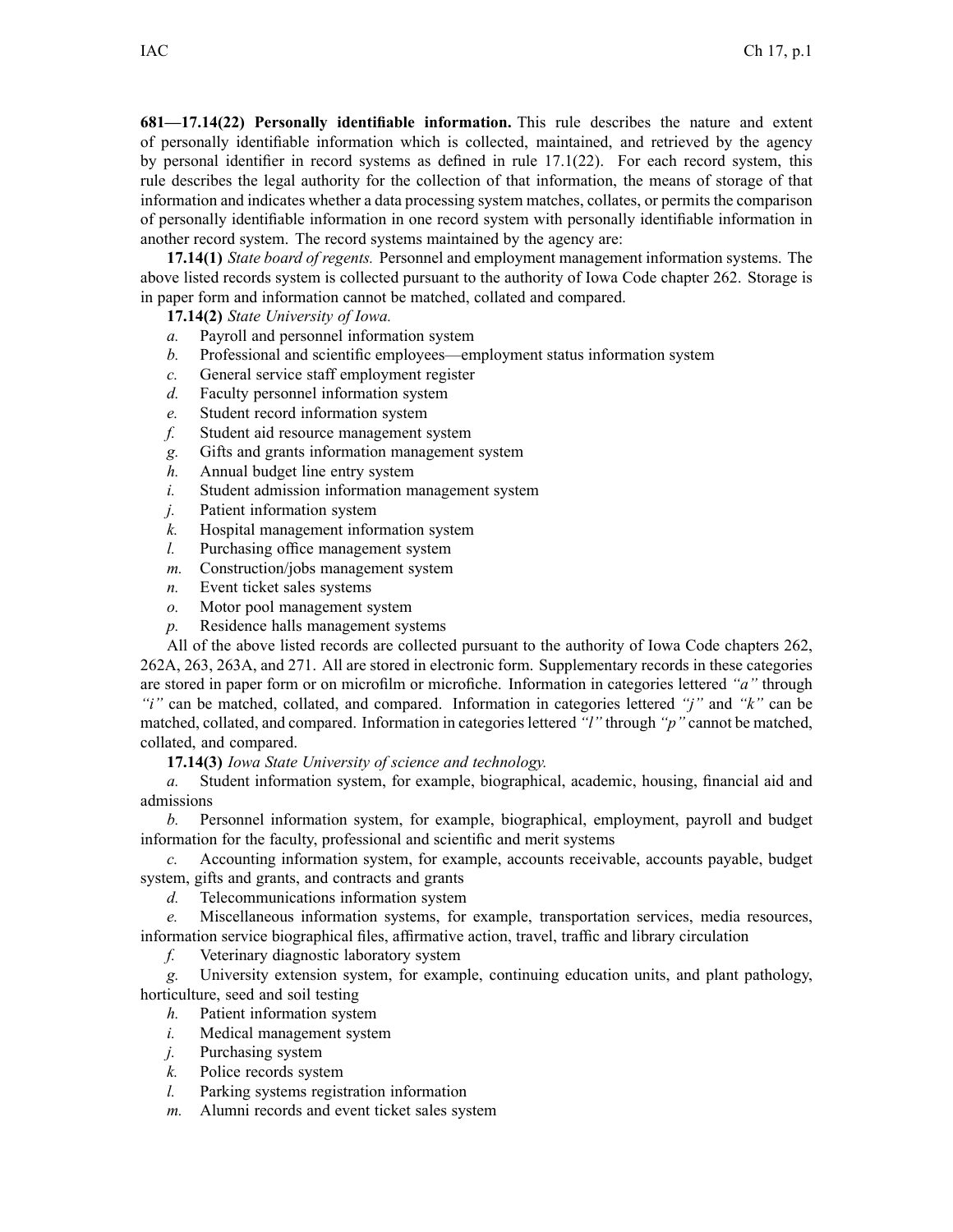**681—17.14(22) Personally identifiable information.** This rule describes the nature and extent of personally identifiable information which is collected, maintained, and retrieved by the agency by personal identifier in record systems as defined in rule 17.1(22). For each record system, this rule describes the legal authority for the collection of that information, the means of storage of that information and indicates whether a data processing system matches, collates, or permits the comparison of personally identifiable information in one record system with personally identifiable information in another record system. The record systems maintained by the agency are:

**17.14(1)** *State board of regents.* Personnel and employment management information systems. The above listed records system is collected pursuant to the authority of Iowa Code chapter 262. Storage is in paper form and information cannot be matched, collated and compared.

**17.14(2)** *State University of Iowa.*

*a.* Payroll and personnel information system

*b.* Professional and scientific employees—employment status information system

*c.* General service staff employment register

*d.* Faculty personnel information system

*e.* Student record information system

*f.* Student aid resource management system

*g.* Gifts and grants information management system

*h.* Annual budget line entry system

*i.* Student admission information management system

*j.* Patient information system

*k.* Hospital management information system

*l.* Purchasing office management system

*m.* Construction/jobs management system

*n.* Event ticket sales systems

*o.* Motor pool management system

*p.* Residence halls management systems

All of the above listed records are collected pursuant to the authority of Iowa Code chapters 262, 262A, 263, 263A, and 271. All are stored in electronic form. Supplementary records in these categories are stored in paper form or on microfilm or microfiche. Information in categories lettered *"a"* through *"i"* can be matched, collated, and compared. Information in categories lettered *"j"* and *"k"* can be matched, collated, and compared. Information in categories lettered *"l"* through *"p"* cannot be matched, collated, and compared.

**17.14(3)** *Iowa State University of science and technology.*

*a.* Student information system, for example, biographical, academic, housing, financial aid and admissions

*b.* Personnel information system, for example, biographical, employment, payroll and budget information for the faculty, professional and scientific and merit systems

*c.* Accounting information system, for example, accounts receivable, accounts payable, budget system, gifts and grants, and contracts and grants

*d.* Telecommunications information system

*e.* Miscellaneous information systems, for example, transportation services, media resources, information service biographical files, affirmative action, travel, traffic and library circulation

*f.* Veterinary diagnostic laboratory system

*g.* University extension system, for example, continuing education units, and plant pathology, horticulture, seed and soil testing

*h.* Patient information system

*i.* Medical management system

*j.* Purchasing system

*k.* Police records system

*l.* Parking systems registration information

*m.* Alumni records and event ticket sales system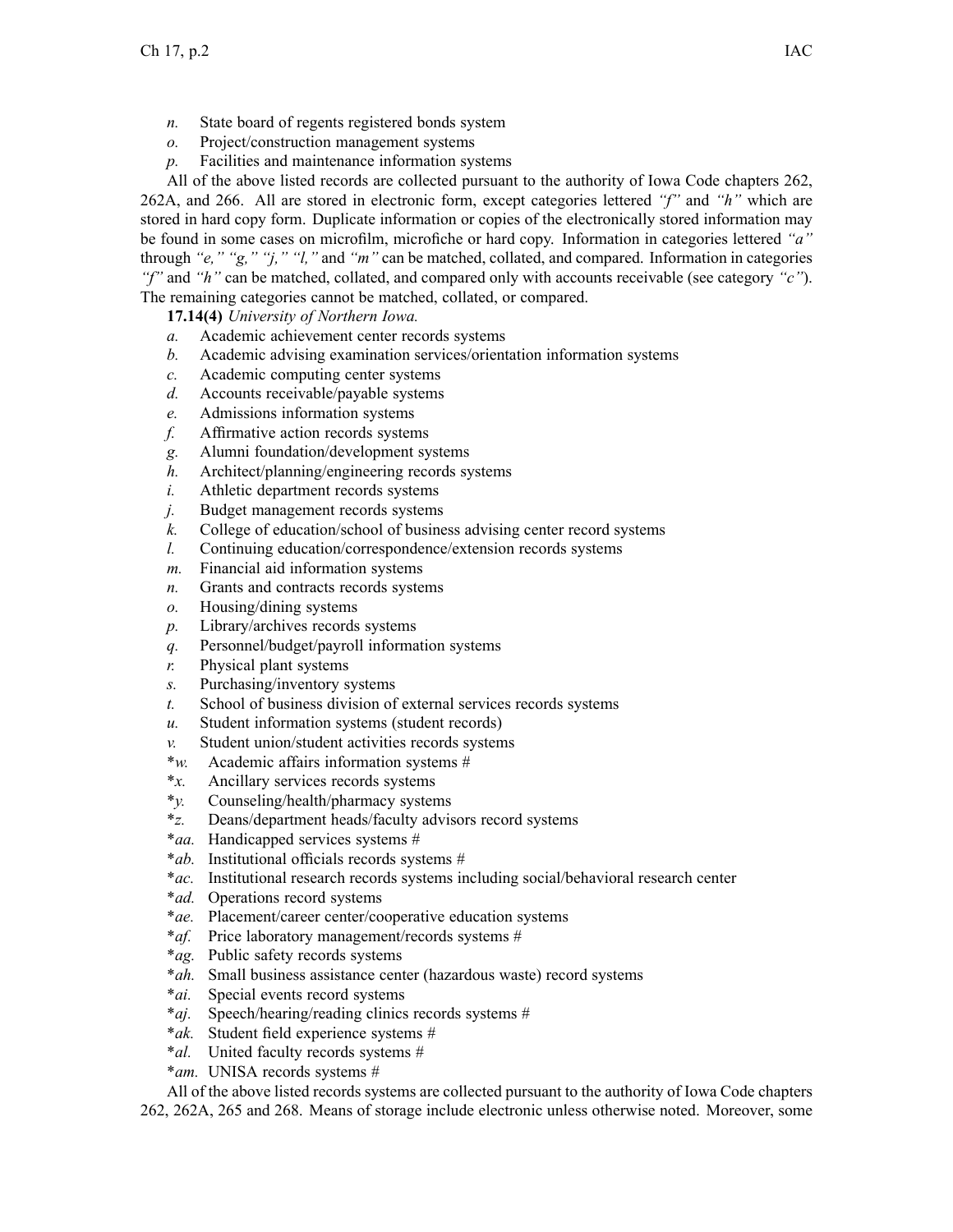*n.* State board of regents registered bonds system

*o.* Project/construction management systems

*p.* Facilities and maintenance information systems

All of the above listed records are collected pursuant to the authority of Iowa Code chapters 262, 262A, and 266. All are stored in electronic form, except categories lettered *"f"* and *"h"* which are stored in hard copy form. Duplicate information or copies of the electronically stored information may be found in some cases on microfilm, microfiche or hard copy. Information in categories lettered *"a"* through *"e," "g," "j," "l,"* and *"m"* can be matched, collated, and compared. Information in categories *"f"* and *"h"* can be matched, collated, and compared only with accounts receivable (see category *"c"*). The remaining categories cannot be matched, collated, or compared.

**17.14(4)** *University of Northern Iowa.*

*a.* Academic achievement center records systems

*b.* Academic advising examination services/orientation information systems

*c.* Academic computing center systems

*d.* Accounts receivable/payable systems

*e.* Admissions information systems

*f.* Affirmative action records systems

*g.* Alumni foundation/development systems

*h.* Architect/planning/engineering records systems

*i.* Athletic department records systems

*j.* Budget management records systems

*k.* College of education/school of business advising center record systems

*l.* Continuing education/correspondence/extension records systems

*m.* Financial aid information systems

*n.* Grants and contracts records systems

*o.* Housing/dining systems

*p.* Library/archives records systems

*q.* Personnel/budget/payroll information systems

*r.* Physical plant systems

*s.* Purchasing/inventory systems

*t.* School of business division of external services records systems

*u.* Student information systems (student records)

*v.* Student union/student activities records systems

\**w.* Academic affairs information systems #

\**x.* Ancillary services records systems

\**y.* Counseling/health/pharmacy systems

\**z.* Deans/department heads/faculty advisors record systems

\**aa.* Handicapped services systems #

\**ab.* Institutional officials records systems #

\**ac.* Institutional research records systems including social/behavioral research center

\**ad.* Operations record systems

\**ae.* Placement/career center/cooperative education systems

\**af.* Price laboratory management/records systems #

\**ag.* Public safety records systems

\**ah.* Small business assistance center (hazardous waste) record systems

\**ai.* Special events record systems

\**aj.* Speech/hearing/reading clinics records systems #

\**ak.* Student field experience systems #

\**al.* United faculty records systems #

\**am.* UNISA records systems #

All of the above listed records systems are collected pursuant to the authority of Iowa Code chapters 262, 262A, 265 and 268. Means of storage include electronic unless otherwise noted. Moreover, some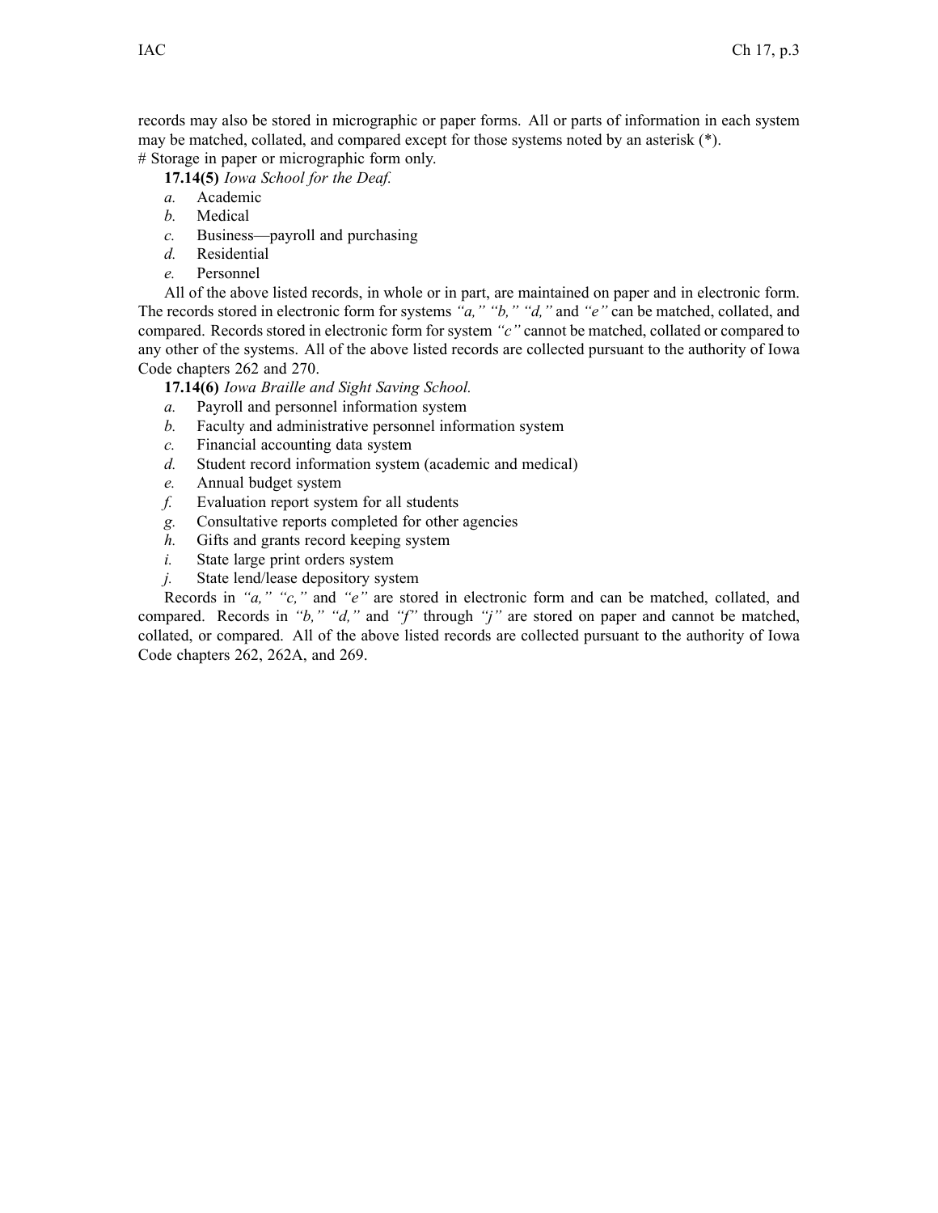records may also be stored in micrographic or paper forms. All or parts of information in each system may be matched, collated, and compared except for those systems noted by an asterisk (*).
# Storage in paper or micrographic form only.

**17.14(5)** *Iowa School for the Deaf.*

*a.* Academic

*b.* Medical

*c.* Business—payroll and purchasing

*d.* Residential

*e.* Personnel

All of the above listed records, in whole or in part, are maintained on paper and in electronic form. The records stored in electronic form for systems *"a," "b," "d,"* and *"e"* can be matched, collated, and compared. Records stored in electronic form for system *"c"* cannot be matched, collated or compared to any other of the systems. All of the above listed records are collected pursuant to the authority of Iowa Code chapters 262 and 270.

**17.14(6)** *Iowa Braille and Sight Saving School.*

*a.* Payroll and personnel information system

*b.* Faculty and administrative personnel information system

*c.* Financial accounting data system

*d.* Student record information system (academic and medical)

*e.* Annual budget system

*f.* Evaluation report system for all students

*g.* Consultative reports completed for other agencies

*h.* Gifts and grants record keeping system

*i.* State large print orders system

*j.* State lend/lease depository system

Records in *"a," "c,"* and *"e"* are stored in electronic form and can be matched, collated, and compared. Records in *"b," "d,"* and *"f"* through *"j"* are stored on paper and cannot be matched, collated, or compared. All of the above listed records are collected pursuant to the authority of Iowa Code chapters 262, 262A, and 269.